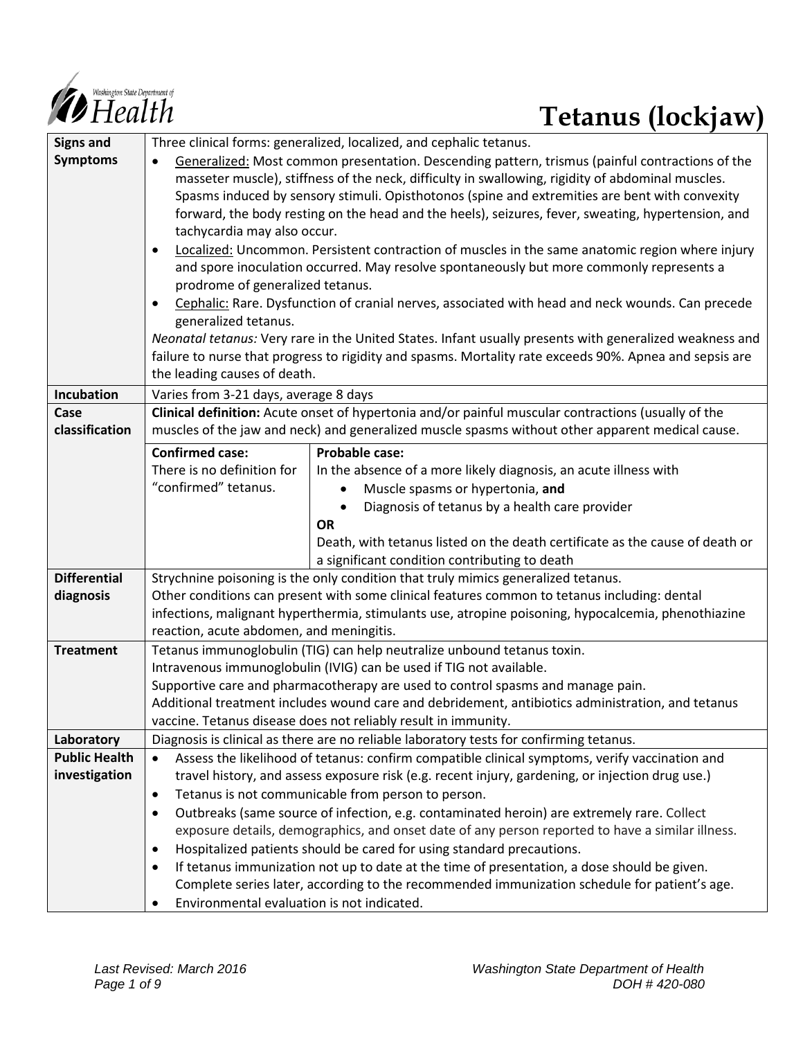# Tetanus (lockjaw)

| | |
|---|---|
| **Signs and Symptoms** | Three clinical forms: generalized, localized, and cephalic tetanus.<br>• Generalized: Most common presentation. Descending pattern, trismus (painful contractions of the masseter muscle), stiffness of the neck, difficulty in swallowing, rigidity of abdominal muscles. Spasms induced by sensory stimuli. Opisthotonos (spine and extremities are bent with convexity forward, the body resting on the head and the heels), seizures, fever, sweating, hypertension, and tachycardia may also occur.<br>• Localized: Uncommon. Persistent contraction of muscles in the same anatomic region where injury and spore inoculation occurred. May resolve spontaneously but more commonly represents a prodrome of generalized tetanus.<br>• Cephalic: Rare. Dysfunction of cranial nerves, associated with head and neck wounds. Can precede generalized tetanus.<br>*Neonatal tetanus:* Very rare in the United States. Infant usually presents with generalized weakness and failure to nurse that progress to rigidity and spasms. Mortality rate exceeds 90%. Apnea and sepsis are the leading causes of death. |
| **Incubation** | Varies from 3-21 days, average 8 days |
| **Case classification** | **Clinical definition:** Acute onset of hypertonia and/or painful muscular contractions (usually of the muscles of the jaw and neck) and generalized muscle spasms without other apparent medical cause.<br><br>**Confirmed case:** There is no definition for "confirmed" tetanus.<br><br>**Probable case:** In the absence of a more likely diagnosis, an acute illness with<br>• Muscle spasms or hypertonia, **and**<br>• Diagnosis of tetanus by a health care provider<br>**OR**<br>Death, with tetanus listed on the death certificate as the cause of death or a significant condition contributing to death |
| **Differential diagnosis** | Strychnine poisoning is the only condition that truly mimics generalized tetanus.<br>Other conditions can present with some clinical features common to tetanus including: dental infections, malignant hyperthermia, stimulants use, atropine poisoning, hypocalcemia, phenothiazine reaction, acute abdomen, and meningitis. |
| **Treatment** | Tetanus immunoglobulin (TIG) can help neutralize unbound tetanus toxin.<br>Intravenous immunoglobulin (IVIG) can be used if TIG not available.<br>Supportive care and pharmacotherapy are used to control spasms and manage pain.<br>Additional treatment includes wound care and debridement, antibiotics administration, and tetanus vaccine. Tetanus disease does not reliably result in immunity. |
| **Laboratory** | Diagnosis is clinical as there are no reliable laboratory tests for confirming tetanus. |
| **Public Health investigation** | • Assess the likelihood of tetanus: confirm compatible clinical symptoms, verify vaccination and travel history, and assess exposure risk (e.g. recent injury, gardening, or injection drug use.)<br>• Tetanus is not communicable from person to person.<br>• Outbreaks (same source of infection, e.g. contaminated heroin) are extremely rare. Collect exposure details, demographics, and onset date of any person reported to have a similar illness.<br>• Hospitalized patients should be cared for using standard precautions.<br>• If tetanus immunization not up to date at the time of presentation, a dose should be given. Complete series later, according to the recommended immunization schedule for patient's age.<br>• Environmental evaluation is not indicated. |

Last Revised: March 2016

Washington State Department of Health
DOH # 420-080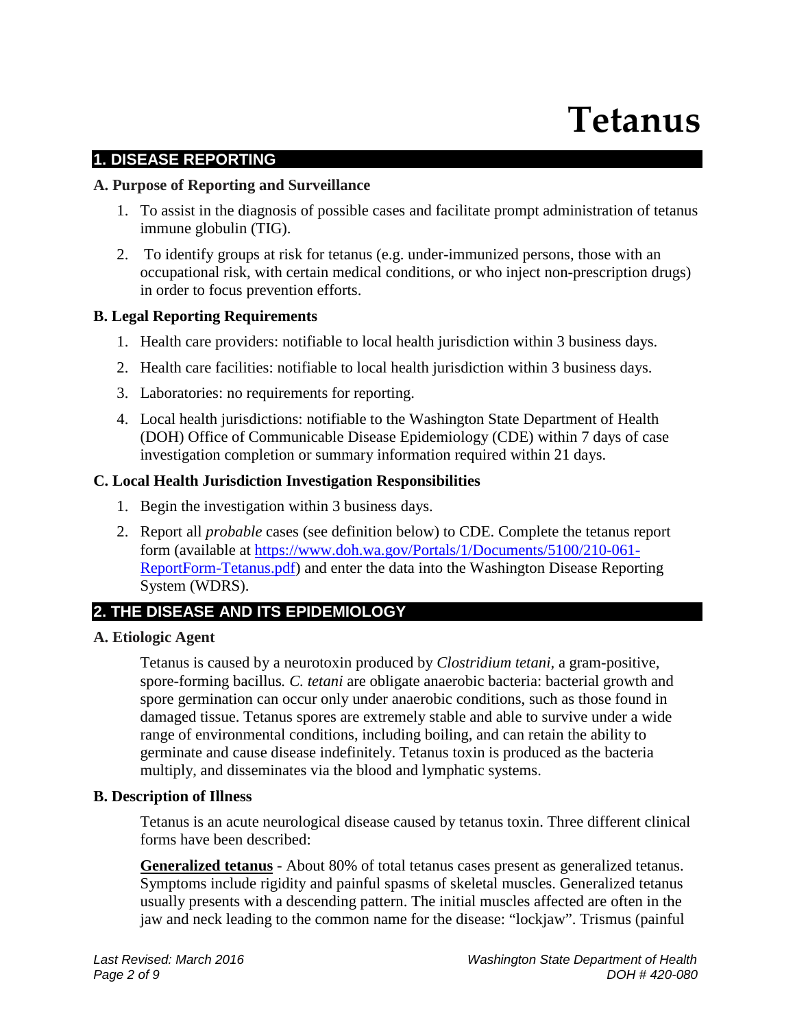# Tetanus

## 1. DISEASE REPORTING

### A. Purpose of Reporting and Surveillance

1. To assist in the diagnosis of possible cases and facilitate prompt administration of tetanus immune globulin (TIG).
2. To identify groups at risk for tetanus (e.g. under-immunized persons, those with an occupational risk, with certain medical conditions, or who inject non-prescription drugs) in order to focus prevention efforts.

### B. Legal Reporting Requirements

1. Health care providers: notifiable to local health jurisdiction within 3 business days.
2. Health care facilities: notifiable to local health jurisdiction within 3 business days.
3. Laboratories: no requirements for reporting.
4. Local health jurisdictions: notifiable to the Washington State Department of Health (DOH) Office of Communicable Disease Epidemiology (CDE) within 7 days of case investigation completion or summary information required within 21 days.

### C. Local Health Jurisdiction Investigation Responsibilities

1. Begin the investigation within 3 business days.
2. Report all *probable* cases (see definition below) to CDE. Complete the tetanus report form (available at [https://www.doh.wa.gov/Portals/1/Documents/5100/210-061-ReportForm-Tetanus.pdf](https://www.doh.wa.gov/Portals/1/Documents/5100/210-061-ReportForm-Tetanus.pdf)) and enter the data into the Washington Disease Reporting System (WDRS).

## 2. THE DISEASE AND ITS EPIDEMIOLOGY

### A. Etiologic Agent

Tetanus is caused by a neurotoxin produced by *Clostridium tetani*, a gram-positive, spore-forming bacillus. *C. tetani* are obligate anaerobic bacteria: bacterial growth and spore germination can occur only under anaerobic conditions, such as those found in damaged tissue. Tetanus spores are extremely stable and able to survive under a wide range of environmental conditions, including boiling, and can retain the ability to germinate and cause disease indefinitely. Tetanus toxin is produced as the bacteria multiply, and disseminates via the blood and lymphatic systems.

### B. Description of Illness

Tetanus is an acute neurological disease caused by tetanus toxin. Three different clinical forms have been described:

**Generalized tetanus** - About 80% of total tetanus cases present as generalized tetanus. Symptoms include rigidity and painful spasms of skeletal muscles. Generalized tetanus usually presents with a descending pattern. The initial muscles affected are often in the jaw and neck leading to the common name for the disease: "lockjaw". Trismus (painful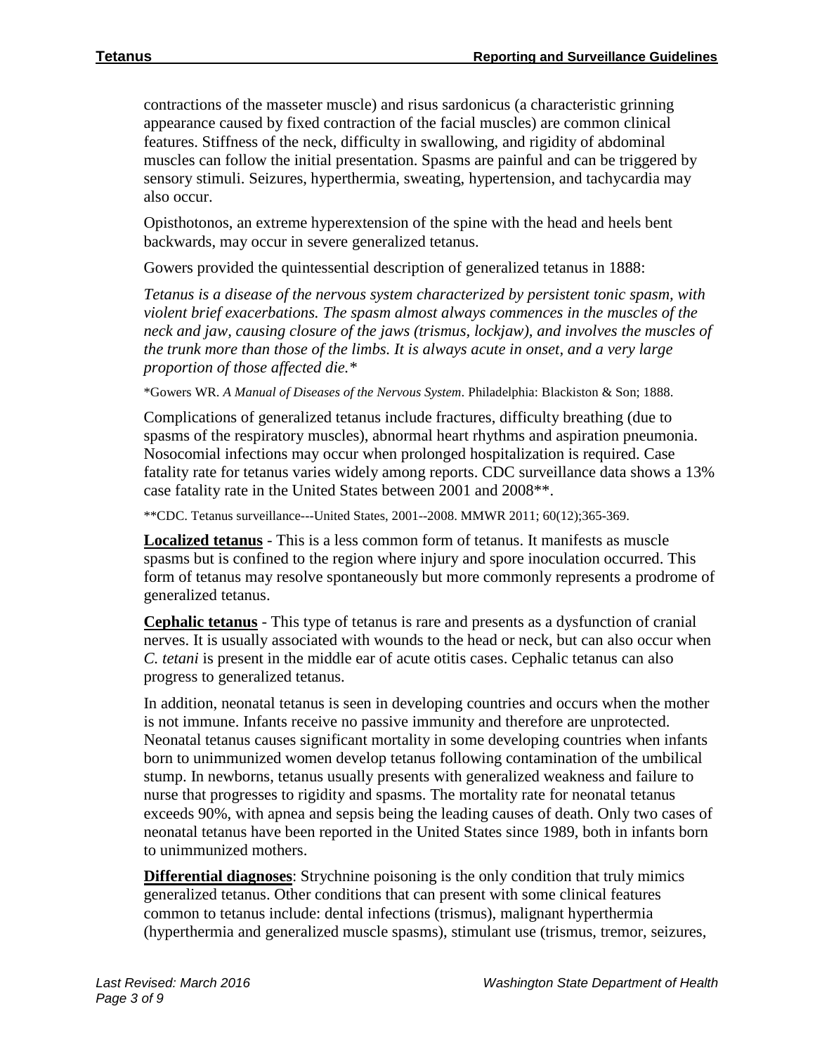contractions of the masseter muscle) and risus sardonicus (a characteristic grinning appearance caused by fixed contraction of the facial muscles) are common clinical features. Stiffness of the neck, difficulty in swallowing, and rigidity of abdominal muscles can follow the initial presentation. Spasms are painful and can be triggered by sensory stimuli. Seizures, hyperthermia, sweating, hypertension, and tachycardia may also occur.

Opisthotonos, an extreme hyperextension of the spine with the head and heels bent backwards, may occur in severe generalized tetanus.

Gowers provided the quintessential description of generalized tetanus in 1888:

*Tetanus is a disease of the nervous system characterized by persistent tonic spasm, with violent brief exacerbations. The spasm almost always commences in the muscles of the neck and jaw, causing closure of the jaws (trismus, lockjaw), and involves the muscles of the trunk more than those of the limbs. It is always acute in onset, and a very large proportion of those affected die.\**

\*Gowers WR. *A Manual of Diseases of the Nervous System*. Philadelphia: Blackiston & Son; 1888.

Complications of generalized tetanus include fractures, difficulty breathing (due to spasms of the respiratory muscles), abnormal heart rhythms and aspiration pneumonia. Nosocomial infections may occur when prolonged hospitalization is required. Case fatality rate for tetanus varies widely among reports. CDC surveillance data shows a 13% case fatality rate in the United States between 2001 and 2008\*\*.

\*\*CDC. Tetanus surveillance---United States, 2001--2008. MMWR 2011; 60(12);365-369.

**Localized tetanus** - This is a less common form of tetanus. It manifests as muscle spasms but is confined to the region where injury and spore inoculation occurred. This form of tetanus may resolve spontaneously but more commonly represents a prodrome of generalized tetanus.

**Cephalic tetanus** - This type of tetanus is rare and presents as a dysfunction of cranial nerves. It is usually associated with wounds to the head or neck, but can also occur when *C. tetani* is present in the middle ear of acute otitis cases. Cephalic tetanus can also progress to generalized tetanus.

In addition, neonatal tetanus is seen in developing countries and occurs when the mother is not immune. Infants receive no passive immunity and therefore are unprotected. Neonatal tetanus causes significant mortality in some developing countries when infants born to unimmunized women develop tetanus following contamination of the umbilical stump. In newborns, tetanus usually presents with generalized weakness and failure to nurse that progresses to rigidity and spasms. The mortality rate for neonatal tetanus exceeds 90%, with apnea and sepsis being the leading causes of death. Only two cases of neonatal tetanus have been reported in the United States since 1989, both in infants born to unimmunized mothers.

**Differential diagnoses**: Strychnine poisoning is the only condition that truly mimics generalized tetanus. Other conditions that can present with some clinical features common to tetanus include: dental infections (trismus), malignant hyperthermia (hyperthermia and generalized muscle spasms), stimulant use (trismus, tremor, seizures,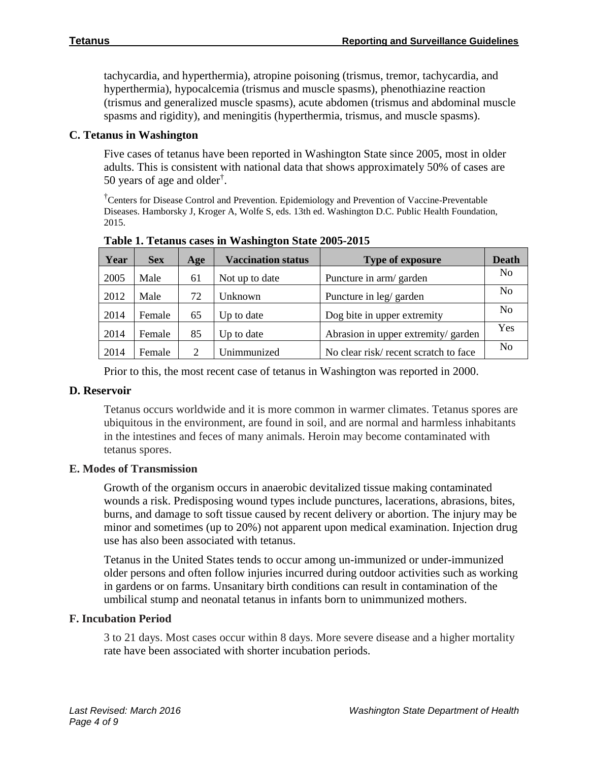tachycardia, and hyperthermia), atropine poisoning (trismus, tremor, tachycardia, and hyperthermia), hypocalcemia (trismus and muscle spasms), phenothiazine reaction (trismus and generalized muscle spasms), acute abdomen (trismus and abdominal muscle spasms and rigidity), and meningitis (hyperthermia, trismus, and muscle spasms).

### C. Tetanus in Washington

Five cases of tetanus have been reported in Washington State since 2005, most in older adults. This is consistent with national data that shows approximately 50% of cases are 50 years of age and older[†].

[†]Centers for Disease Control and Prevention. Epidemiology and Prevention of Vaccine-Preventable Diseases. Hamborsky J, Kroger A, Wolfe S, eds. 13th ed. Washington D.C. Public Health Foundation, 2015.

**Table 1. Tetanus cases in Washington State 2005-2015**

| Year | Sex | Age | Vaccination status | Type of exposure | Death |
|---|---|---|---|---|---|
| 2005 | Male | 61 | Not up to date | Puncture in arm/ garden | No |
| 2012 | Male | 72 | Unknown | Puncture in leg/ garden | No |
| 2014 | Female | 65 | Up to date | Dog bite in upper extremity | No |
| 2014 | Female | 85 | Up to date | Abrasion in upper extremity/ garden | Yes |
| 2014 | Female | 2 | Unimmunized | No clear risk/ recent scratch to face | No |

Prior to this, the most recent case of tetanus in Washington was reported in 2000.

### D. Reservoir

Tetanus occurs worldwide and it is more common in warmer climates. Tetanus spores are ubiquitous in the environment, are found in soil, and are normal and harmless inhabitants in the intestines and feces of many animals. Heroin may become contaminated with tetanus spores.

### E. Modes of Transmission

Growth of the organism occurs in anaerobic devitalized tissue making contaminated wounds a risk. Predisposing wound types include punctures, lacerations, abrasions, bites, burns, and damage to soft tissue caused by recent delivery or abortion. The injury may be minor and sometimes (up to 20%) not apparent upon medical examination. Injection drug use has also been associated with tetanus.

Tetanus in the United States tends to occur among un-immunized or under-immunized older persons and often follow injuries incurred during outdoor activities such as working in gardens or on farms. Unsanitary birth conditions can result in contamination of the umbilical stump and neonatal tetanus in infants born to unimmunized mothers.

### F. Incubation Period

3 to 21 days. Most cases occur within 8 days. More severe disease and a higher mortality rate have been associated with shorter incubation periods.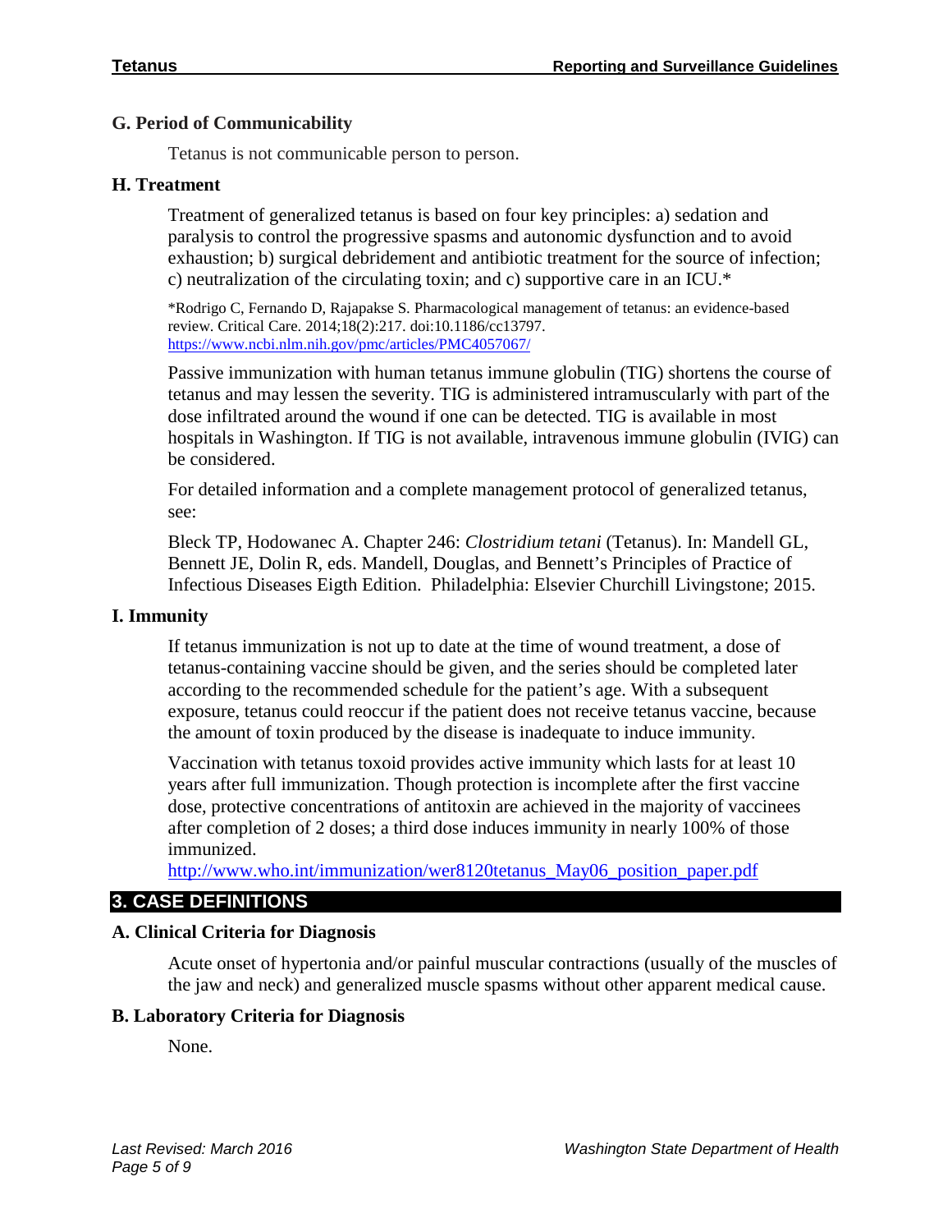### G. Period of Communicability

Tetanus is not communicable person to person.

### H. Treatment

Treatment of generalized tetanus is based on four key principles: a) sedation and paralysis to control the progressive spasms and autonomic dysfunction and to avoid exhaustion; b) surgical debridement and antibiotic treatment for the source of infection; c) neutralization of the circulating toxin; and c) supportive care in an ICU.*

*Rodrigo C, Fernando D, Rajapakse S. Pharmacological management of tetanus: an evidence-based review. Critical Care. 2014;18(2):217. doi:10.1186/cc13797. https://www.ncbi.nlm.nih.gov/pmc/articles/PMC4057067/

Passive immunization with human tetanus immune globulin (TIG) shortens the course of tetanus and may lessen the severity. TIG is administered intramuscularly with part of the dose infiltrated around the wound if one can be detected. TIG is available in most hospitals in Washington. If TIG is not available, intravenous immune globulin (IVIG) can be considered.

For detailed information and a complete management protocol of generalized tetanus, see:

Bleck TP, Hodowanec A. Chapter 246: *Clostridium tetani* (Tetanus). In: Mandell GL, Bennett JE, Dolin R, eds. Mandell, Douglas, and Bennett's Principles of Practice of Infectious Diseases Eigth Edition. Philadelphia: Elsevier Churchill Livingstone; 2015.

### I. Immunity

If tetanus immunization is not up to date at the time of wound treatment, a dose of tetanus-containing vaccine should be given, and the series should be completed later according to the recommended schedule for the patient's age. With a subsequent exposure, tetanus could reoccur if the patient does not receive tetanus vaccine, because the amount of toxin produced by the disease is inadequate to induce immunity.

Vaccination with tetanus toxoid provides active immunity which lasts for at least 10 years after full immunization. Though protection is incomplete after the first vaccine dose, protective concentrations of antitoxin are achieved in the majority of vaccinees after completion of 2 doses; a third dose induces immunity in nearly 100% of those immunized.
http://www.who.int/immunization/wer8120tetanus_May06_position_paper.pdf

## 3. CASE DEFINITIONS

### A. Clinical Criteria for Diagnosis

Acute onset of hypertonia and/or painful muscular contractions (usually of the muscles of the jaw and neck) and generalized muscle spasms without other apparent medical cause.

### B. Laboratory Criteria for Diagnosis

None.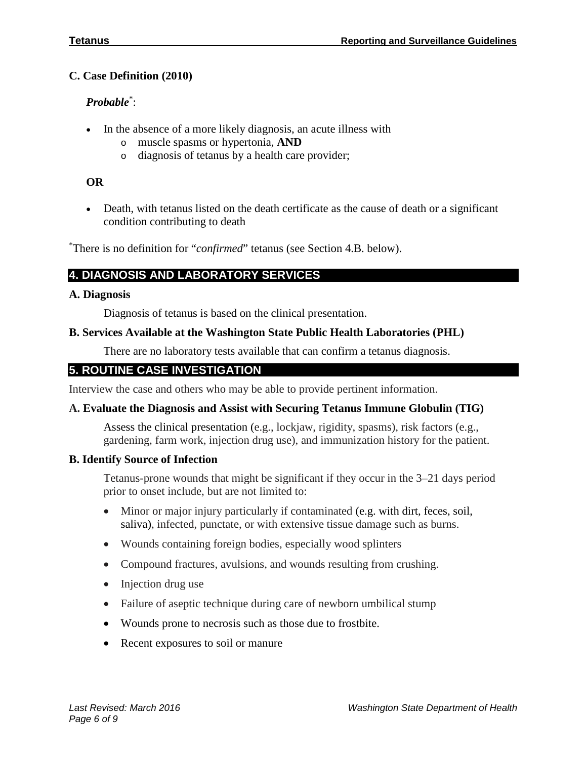### C. Case Definition (2010)

***Probable****:

- In the absence of a more likely diagnosis, an acute illness with
  - muscle spasms or hypertonia, **AND**
  - diagnosis of tetanus by a health care provider;

**OR**

- Death, with tetanus listed on the death certificate as the cause of death or a significant condition contributing to death

*There is no definition for "*confirmed*" tetanus (see Section 4.B. below).

## 4. DIAGNOSIS AND LABORATORY SERVICES

### A. Diagnosis

Diagnosis of tetanus is based on the clinical presentation.

### B. Services Available at the Washington State Public Health Laboratories (PHL)

There are no laboratory tests available that can confirm a tetanus diagnosis.

## 5. ROUTINE CASE INVESTIGATION

Interview the case and others who may be able to provide pertinent information.

### A. Evaluate the Diagnosis and Assist with Securing Tetanus Immune Globulin (TIG)

Assess the clinical presentation (e.g., lockjaw, rigidity, spasms), risk factors (e.g., gardening, farm work, injection drug use), and immunization history for the patient.

### B. Identify Source of Infection

Tetanus-prone wounds that might be significant if they occur in the 3–21 days period prior to onset include, but are not limited to:

- Minor or major injury particularly if contaminated (e.g. with dirt, feces, soil, saliva), infected, punctate, or with extensive tissue damage such as burns.
- Wounds containing foreign bodies, especially wood splinters
- Compound fractures, avulsions, and wounds resulting from crushing.
- Injection drug use
- Failure of aseptic technique during care of newborn umbilical stump
- Wounds prone to necrosis such as those due to frostbite.
- Recent exposures to soil or manure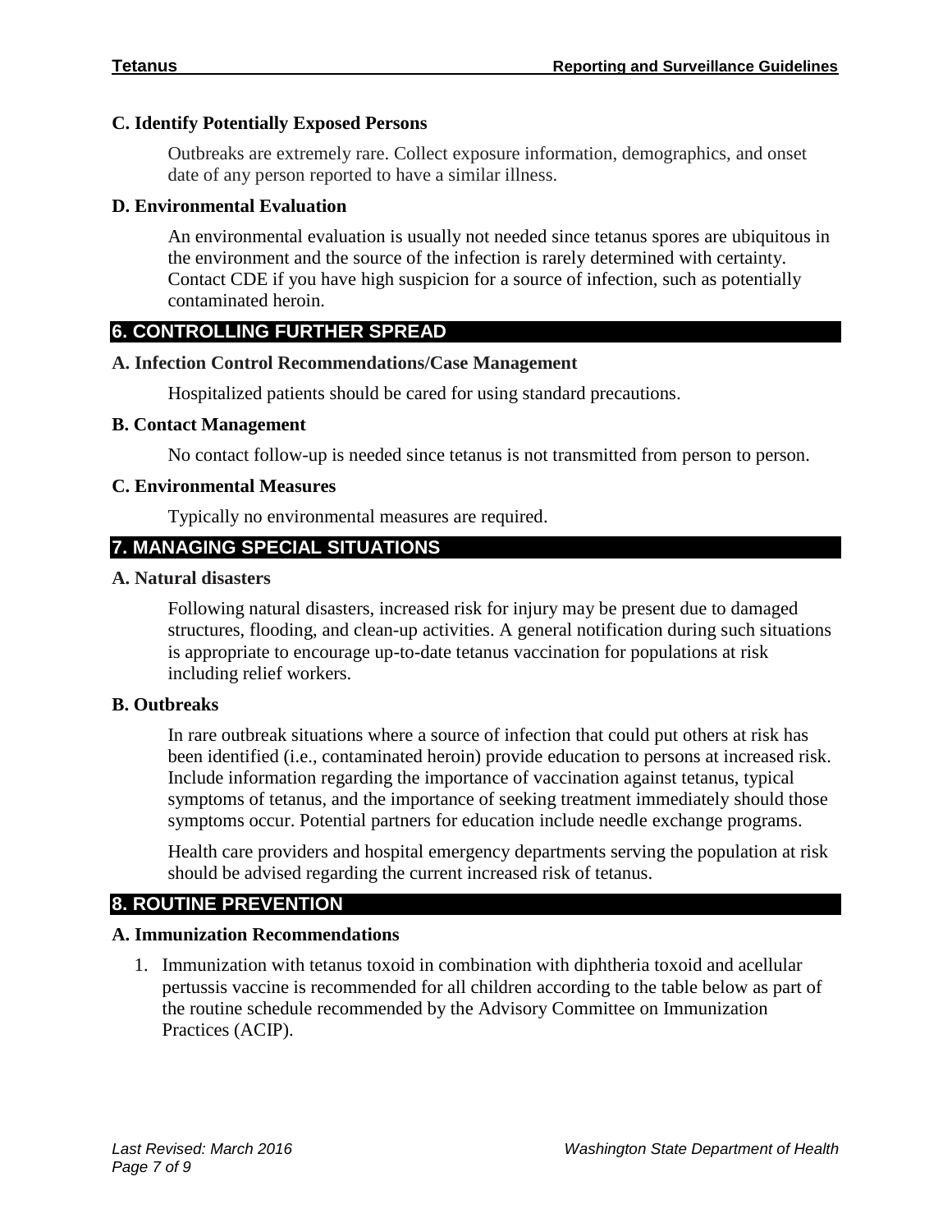### C. Identify Potentially Exposed Persons

Outbreaks are extremely rare. Collect exposure information, demographics, and onset date of any person reported to have a similar illness.

### D. Environmental Evaluation

An environmental evaluation is usually not needed since tetanus spores are ubiquitous in the environment and the source of the infection is rarely determined with certainty. Contact CDE if you have high suspicion for a source of infection, such as potentially contaminated heroin.

## 6. CONTROLLING FURTHER SPREAD

### A. Infection Control Recommendations/Case Management

Hospitalized patients should be cared for using standard precautions.

### B. Contact Management

No contact follow-up is needed since tetanus is not transmitted from person to person.

### C. Environmental Measures

Typically no environmental measures are required.

## 7. MANAGING SPECIAL SITUATIONS

### A. Natural disasters

Following natural disasters, increased risk for injury may be present due to damaged structures, flooding, and clean-up activities. A general notification during such situations is appropriate to encourage up-to-date tetanus vaccination for populations at risk including relief workers.

### B. Outbreaks

In rare outbreak situations where a source of infection that could put others at risk has been identified (i.e., contaminated heroin) provide education to persons at increased risk. Include information regarding the importance of vaccination against tetanus, typical symptoms of tetanus, and the importance of seeking treatment immediately should those symptoms occur. Potential partners for education include needle exchange programs.

Health care providers and hospital emergency departments serving the population at risk should be advised regarding the current increased risk of tetanus.

## 8. ROUTINE PREVENTION

### A. Immunization Recommendations

1. Immunization with tetanus toxoid in combination with diphtheria toxoid and acellular pertussis vaccine is recommended for all children according to the table below as part of the routine schedule recommended by the Advisory Committee on Immunization Practices (ACIP).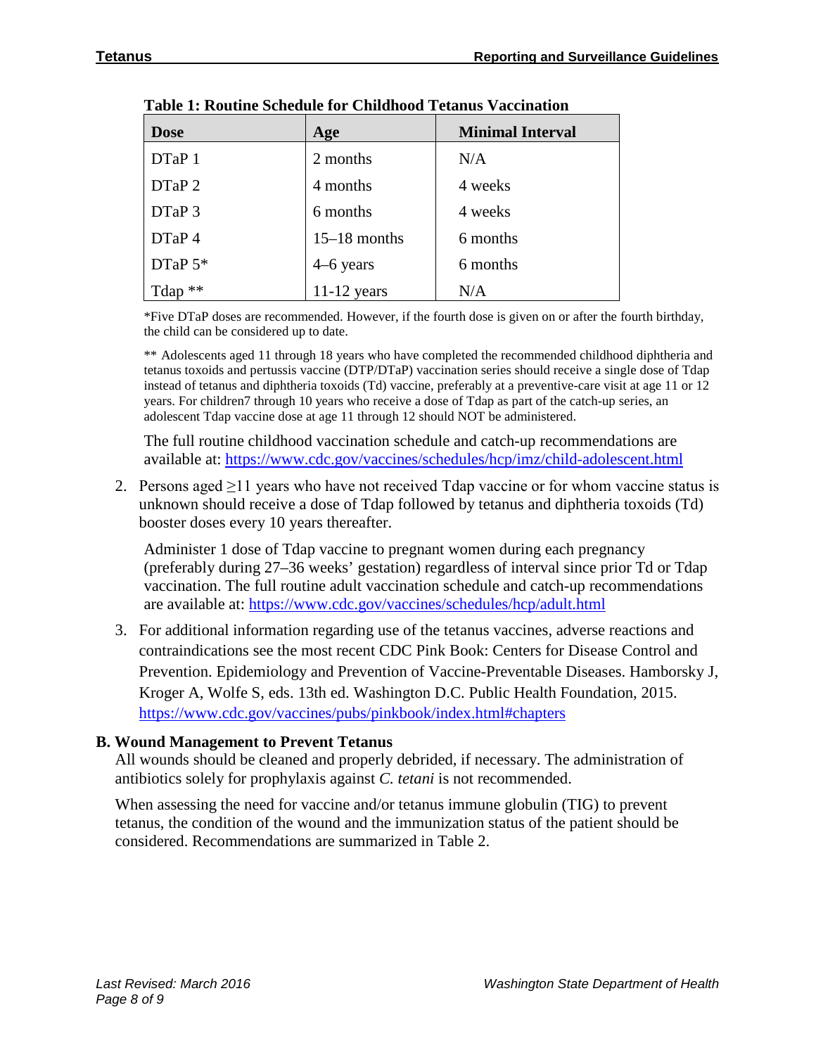**Table 1: Routine Schedule for Childhood Tetanus Vaccination**

| Dose | Age | Minimal Interval |
|---|---|---|
| DTaP 1 | 2 months | N/A |
| DTaP 2 | 4 months | 4 weeks |
| DTaP 3 | 6 months | 4 weeks |
| DTaP 4 | 15–18 months | 6 months |
| DTaP 5* | 4–6 years | 6 months |
| Tdap ** | 11-12 years | N/A |

*Five DTaP doses are recommended. However, if the fourth dose is given on or after the fourth birthday, the child can be considered up to date.

** Adolescents aged 11 through 18 years who have completed the recommended childhood diphtheria and tetanus toxoids and pertussis vaccine (DTP/DTaP) vaccination series should receive a single dose of Tdap instead of tetanus and diphtheria toxoids (Td) vaccine, preferably at a preventive-care visit at age 11 or 12 years. For children7 through 10 years who receive a dose of Tdap as part of the catch-up series, an adolescent Tdap vaccine dose at age 11 through 12 should NOT be administered.

The full routine childhood vaccination schedule and catch-up recommendations are available at: https://www.cdc.gov/vaccines/schedules/hcp/imz/child-adolescent.html

2. Persons aged ≥11 years who have not received Tdap vaccine or for whom vaccine status is unknown should receive a dose of Tdap followed by tetanus and diphtheria toxoids (Td) booster doses every 10 years thereafter.

   Administer 1 dose of Tdap vaccine to pregnant women during each pregnancy (preferably during 27–36 weeks' gestation) regardless of interval since prior Td or Tdap vaccination. The full routine adult vaccination schedule and catch-up recommendations are available at: https://www.cdc.gov/vaccines/schedules/hcp/adult.html

3. For additional information regarding use of the tetanus vaccines, adverse reactions and contraindications see the most recent CDC Pink Book: Centers for Disease Control and Prevention. Epidemiology and Prevention of Vaccine-Preventable Diseases. Hamborsky J, Kroger A, Wolfe S, eds. 13th ed. Washington D.C. Public Health Foundation, 2015. https://www.cdc.gov/vaccines/pubs/pinkbook/index.html#chapters

### B. Wound Management to Prevent Tetanus

All wounds should be cleaned and properly debrided, if necessary. The administration of antibiotics solely for prophylaxis against *C. tetani* is not recommended.

When assessing the need for vaccine and/or tetanus immune globulin (TIG) to prevent tetanus, the condition of the wound and the immunization status of the patient should be considered. Recommendations are summarized in Table 2.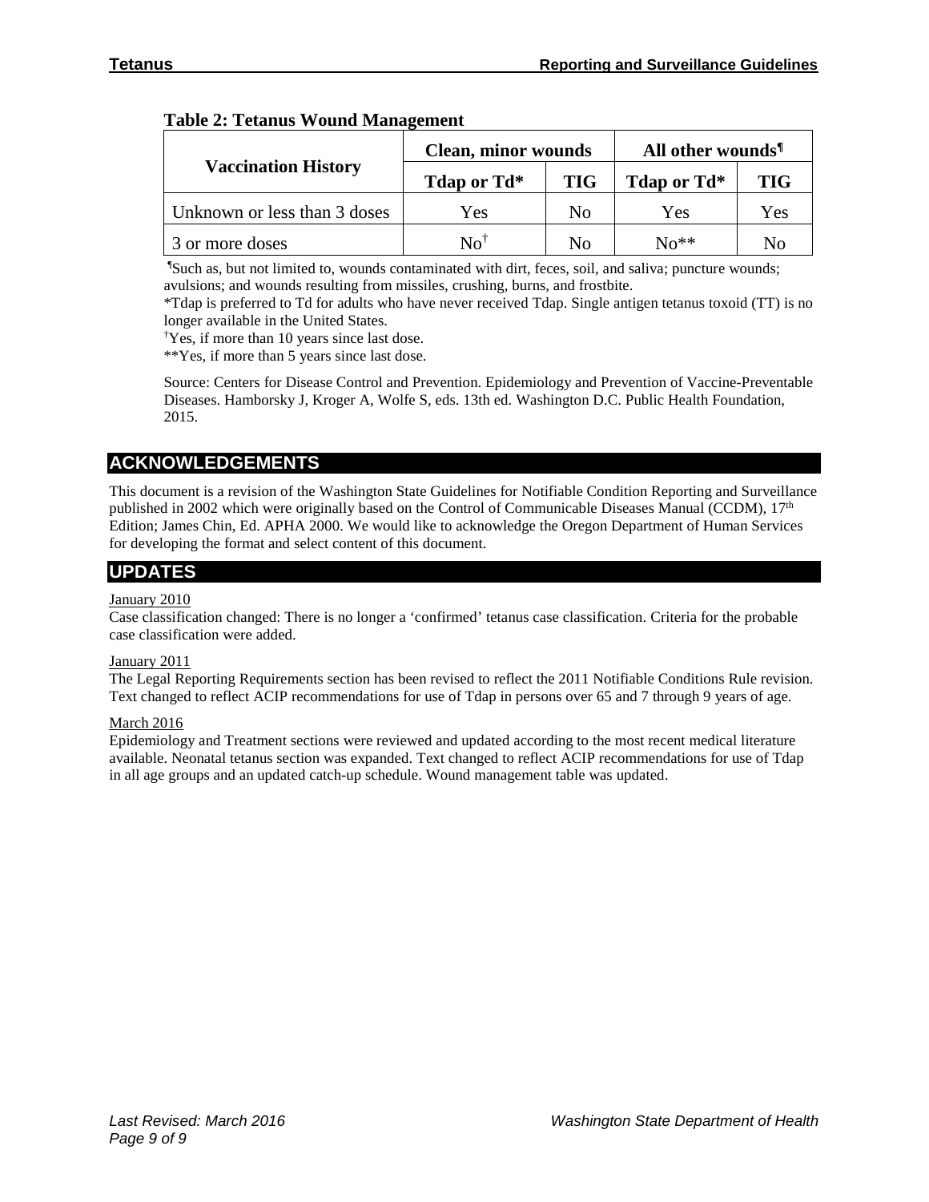**Table 2: Tetanus Wound Management**

| Vaccination History | Clean, minor wounds | | All other wounds[¶] | |
|---|---|---|---|---|
| | Tdap or Td* | TIG | Tdap or Td* | TIG |
| Unknown or less than 3 doses | Yes | No | Yes | Yes |
| 3 or more doses | No[†] | No | No** | No |

[¶]Such as, but not limited to, wounds contaminated with dirt, feces, soil, and saliva; puncture wounds; avulsions; and wounds resulting from missiles, crushing, burns, and frostbite.

*Tdap is preferred to Td for adults who have never received Tdap. Single antigen tetanus toxoid (TT) is no longer available in the United States.

[†]Yes, if more than 10 years since last dose.

**Yes, if more than 5 years since last dose.

Source: Centers for Disease Control and Prevention. Epidemiology and Prevention of Vaccine-Preventable Diseases. Hamborsky J, Kroger A, Wolfe S, eds. 13th ed. Washington D.C. Public Health Foundation, 2015.

## ACKNOWLEDGEMENTS

This document is a revision of the Washington State Guidelines for Notifiable Condition Reporting and Surveillance published in 2002 which were originally based on the Control of Communicable Diseases Manual (CCDM), 17th Edition; James Chin, Ed. APHA 2000. We would like to acknowledge the Oregon Department of Human Services for developing the format and select content of this document.

## UPDATES

January 2010

Case classification changed: There is no longer a 'confirmed' tetanus case classification. Criteria for the probable case classification were added.

January 2011

The Legal Reporting Requirements section has been revised to reflect the 2011 Notifiable Conditions Rule revision. Text changed to reflect ACIP recommendations for use of Tdap in persons over 65 and 7 through 9 years of age.

March 2016

Epidemiology and Treatment sections were reviewed and updated according to the most recent medical literature available. Neonatal tetanus section was expanded. Text changed to reflect ACIP recommendations for use of Tdap in all age groups and an updated catch-up schedule. Wound management table was updated.